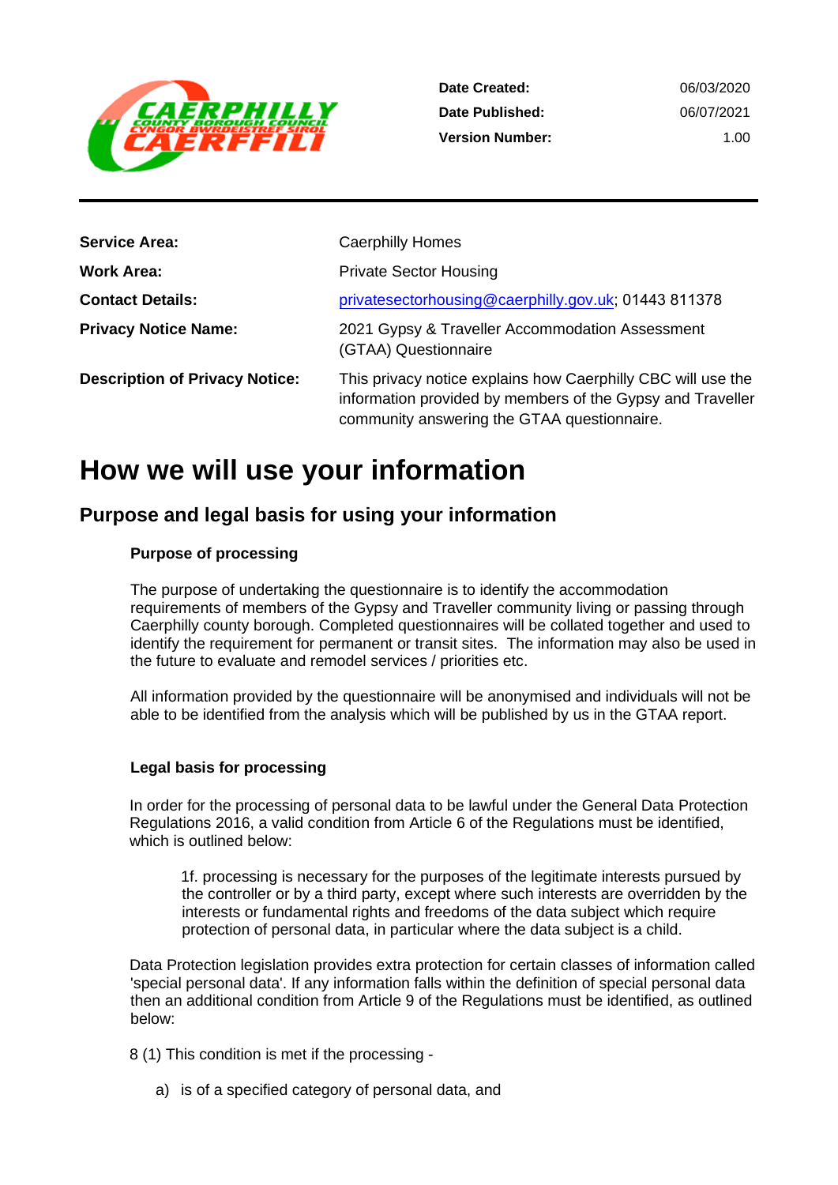| | |
|---|---|
| **Date Created:** | 06/03/2020 |
| **Date Published:** | 06/07/2021 |
| **Version Number:** | 1.00 |

| | |
|---|---|
| **Service Area:** | Caerphilly Homes |
| **Work Area:** | Private Sector Housing |
| **Contact Details:** | privatesectorhousing@caerphilly.gov.uk; 01443 811378 |
| **Privacy Notice Name:** | 2021 Gypsy & Traveller Accommodation Assessment (GTAA) Questionnaire |
| **Description of Privacy Notice:** | This privacy notice explains how Caerphilly CBC will use the information provided by members of the Gypsy and Traveller community answering the GTAA questionnaire. |

# How we will use your information

## Purpose and legal basis for using your information

### Purpose of processing

The purpose of undertaking the questionnaire is to identify the accommodation requirements of members of the Gypsy and Traveller community living or passing through Caerphilly county borough. Completed questionnaires will be collated together and used to identify the requirement for permanent or transit sites. The information may also be used in the future to evaluate and remodel services / priorities etc.

All information provided by the questionnaire will be anonymised and individuals will not be able to be identified from the analysis which will be published by us in the GTAA report.

### Legal basis for processing

In order for the processing of personal data to be lawful under the General Data Protection Regulations 2016, a valid condition from Article 6 of the Regulations must be identified, which is outlined below:

> 1f. processing is necessary for the purposes of the legitimate interests pursued by the controller or by a third party, except where such interests are overridden by the interests or fundamental rights and freedoms of the data subject which require protection of personal data, in particular where the data subject is a child.

Data Protection legislation provides extra protection for certain classes of information called 'special personal data'. If any information falls within the definition of special personal data then an additional condition from Article 9 of the Regulations must be identified, as outlined below:

8 (1) This condition is met if the processing -

a) is of a specified category of personal data, and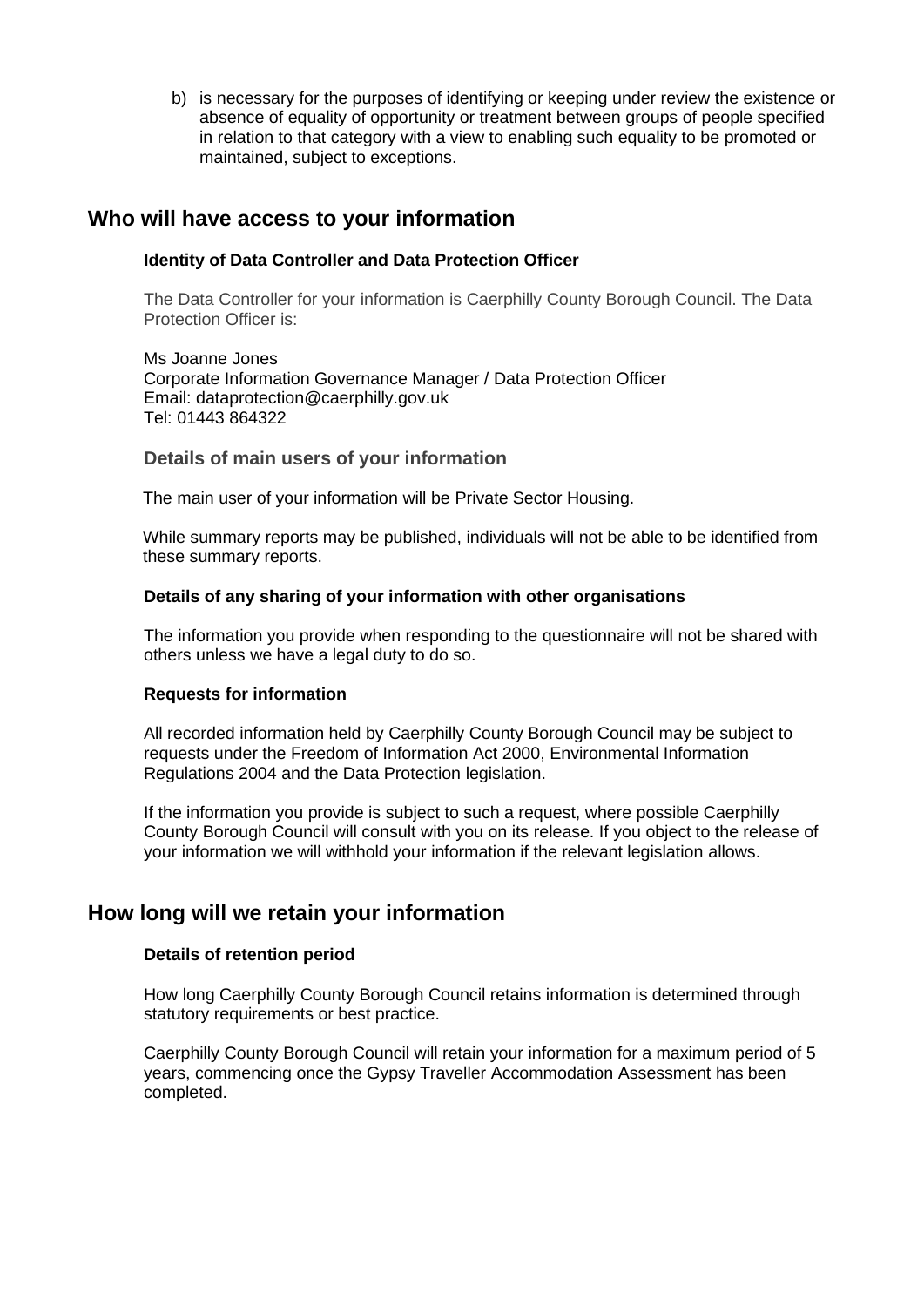b) is necessary for the purposes of identifying or keeping under review the existence or absence of equality of opportunity or treatment between groups of people specified in relation to that category with a view to enabling such equality to be promoted or maintained, subject to exceptions.

## Who will have access to your information

### Identity of Data Controller and Data Protection Officer

The Data Controller for your information is Caerphilly County Borough Council. The Data Protection Officer is:

Ms Joanne Jones
Corporate Information Governance Manager / Data Protection Officer
Email: dataprotection@caerphilly.gov.uk
Tel: 01443 864322

### Details of main users of your information

The main user of your information will be Private Sector Housing.

While summary reports may be published, individuals will not be able to be identified from these summary reports.

### Details of any sharing of your information with other organisations

The information you provide when responding to the questionnaire will not be shared with others unless we have a legal duty to do so.

### Requests for information

All recorded information held by Caerphilly County Borough Council may be subject to requests under the Freedom of Information Act 2000, Environmental Information Regulations 2004 and the Data Protection legislation.

If the information you provide is subject to such a request, where possible Caerphilly County Borough Council will consult with you on its release. If you object to the release of your information we will withhold your information if the relevant legislation allows.

## How long will we retain your information

### Details of retention period

How long Caerphilly County Borough Council retains information is determined through statutory requirements or best practice.

Caerphilly County Borough Council will retain your information for a maximum period of 5 years, commencing once the Gypsy Traveller Accommodation Assessment has been completed.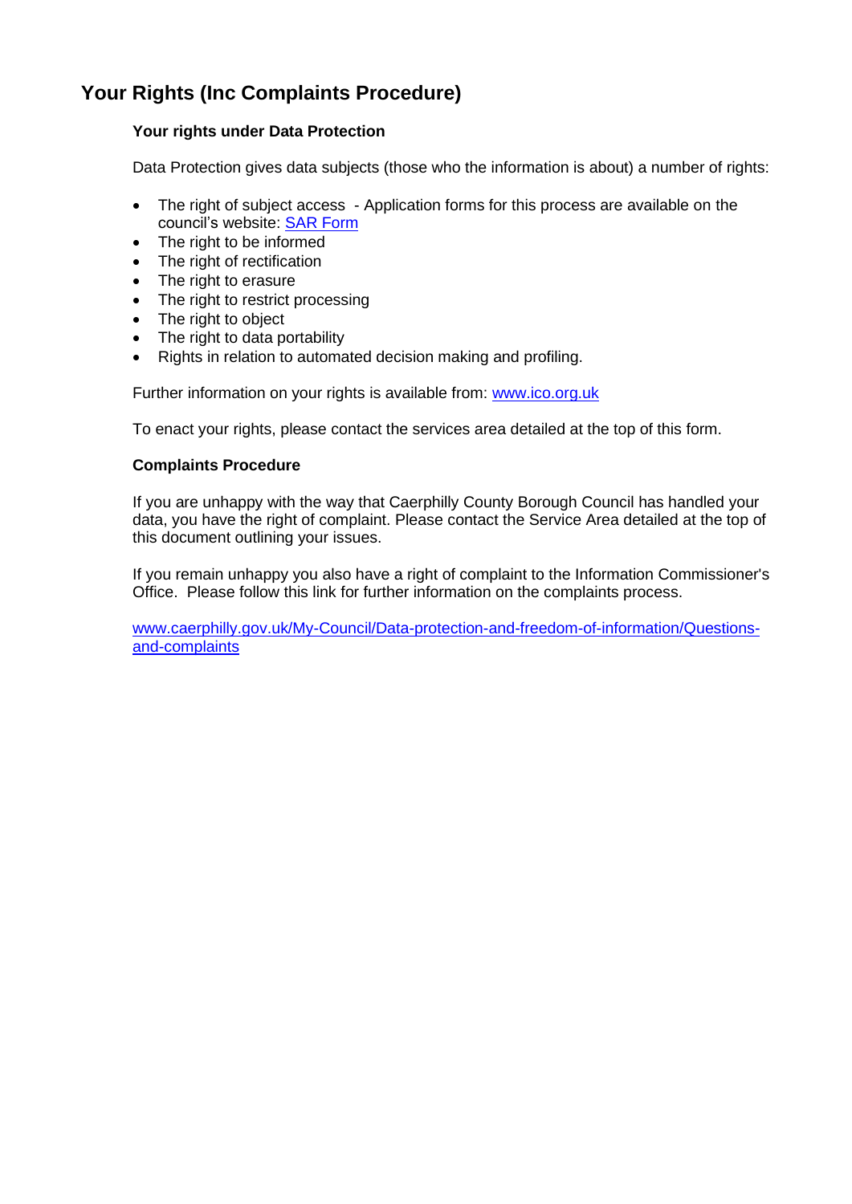## Your Rights (Inc Complaints Procedure)

### Your rights under Data Protection

Data Protection gives data subjects (those who the information is about) a number of rights:

- The right of subject access - Application forms for this process are available on the council's website: SAR Form
- The right to be informed
- The right of rectification
- The right to erasure
- The right to restrict processing
- The right to object
- The right to data portability
- Rights in relation to automated decision making and profiling.

Further information on your rights is available from: www.ico.org.uk

To enact your rights, please contact the services area detailed at the top of this form.

### Complaints Procedure

If you are unhappy with the way that Caerphilly County Borough Council has handled your data, you have the right of complaint. Please contact the Service Area detailed at the top of this document outlining your issues.

If you remain unhappy you also have a right of complaint to the Information Commissioner's Office. Please follow this link for further information on the complaints process.

www.caerphilly.gov.uk/My-Council/Data-protection-and-freedom-of-information/Questions-and-complaints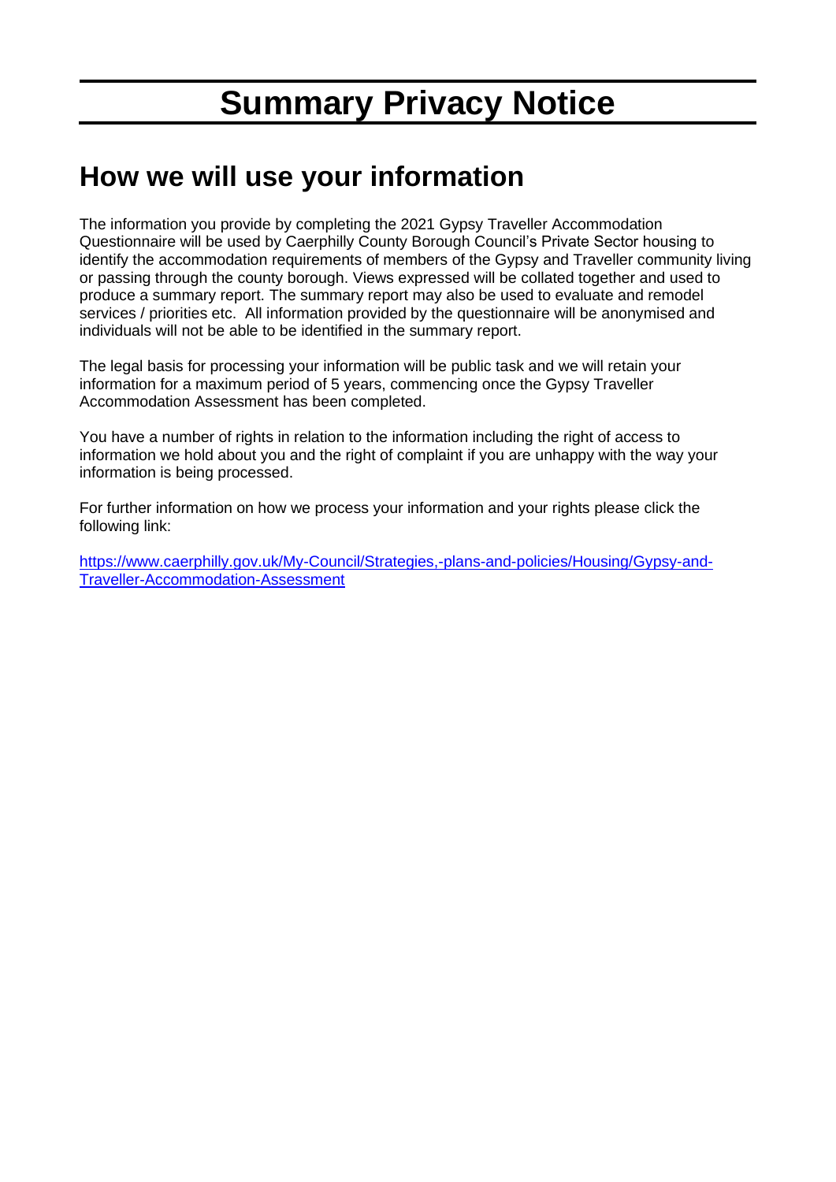# Summary Privacy Notice

## How we will use your information

The information you provide by completing the 2021 Gypsy Traveller Accommodation Questionnaire will be used by Caerphilly County Borough Council's Private Sector housing to identify the accommodation requirements of members of the Gypsy and Traveller community living or passing through the county borough. Views expressed will be collated together and used to produce a summary report. The summary report may also be used to evaluate and remodel services / priorities etc. All information provided by the questionnaire will be anonymised and individuals will not be able to be identified in the summary report.

The legal basis for processing your information will be public task and we will retain your information for a maximum period of 5 years, commencing once the Gypsy Traveller Accommodation Assessment has been completed.

You have a number of rights in relation to the information including the right of access to information we hold about you and the right of complaint if you are unhappy with the way your information is being processed.

For further information on how we process your information and your rights please click the following link:

https://www.caerphilly.gov.uk/My-Council/Strategies,-plans-and-policies/Housing/Gypsy-and-Traveller-Accommodation-Assessment